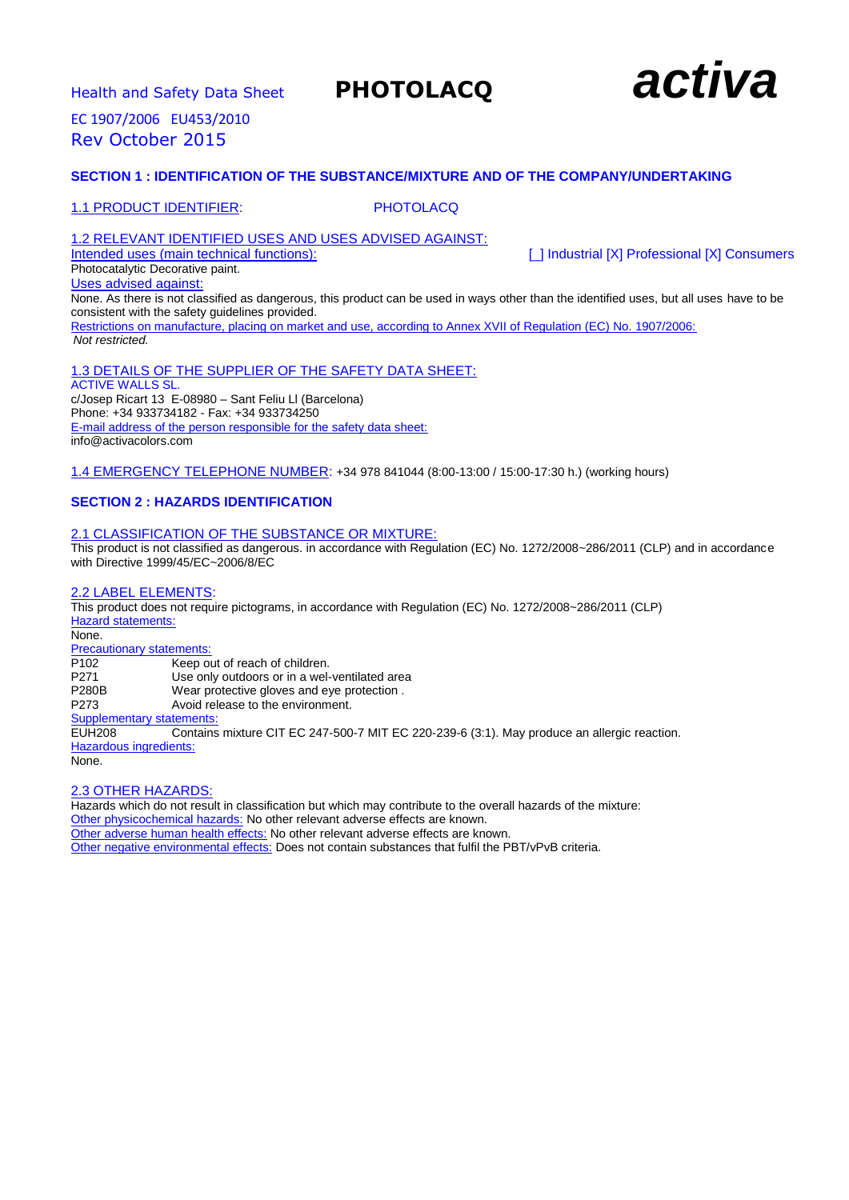Health and Safety Data Sheet **PHOTOLACQ** ***activa***

EC 1907/2006 EU453/2010

Rev October 2015

## SECTION 1 : IDENTIFICATION OF THE SUBSTANCE/MIXTURE AND OF THE COMPANY/UNDERTAKING

1.1 PRODUCT IDENTIFIER: PHOTOLACQ

1.2 RELEVANT IDENTIFIED USES AND USES ADVISED AGAINST:

Intended uses (main technical functions): [ ] Industrial [X] Professional [X] Consumers

Photocatalytic Decorative paint.

Uses advised against:

None. As there is not classified as dangerous, this product can be used in ways other than the identified uses, but all uses have to be consistent with the safety guidelines provided.

Restrictions on manufacture, placing on market and use, according to Annex XVII of Regulation (EC) No. 1907/2006:

*Not restricted.*

1.3 DETAILS OF THE SUPPLIER OF THE SAFETY DATA SHEET:

ACTIVE WALLS SL.

c/Josep Ricart 13 E-08980 – Sant Feliu Ll (Barcelona)

Phone: +34 933734182 - Fax: +34 933734250

E-mail address of the person responsible for the safety data sheet:

info@activacolors.com

1.4 EMERGENCY TELEPHONE NUMBER: +34 978 841044 (8:00-13:00 / 15:00-17:30 h.) (working hours)

## SECTION 2 : HAZARDS IDENTIFICATION

2.1 CLASSIFICATION OF THE SUBSTANCE OR MIXTURE:

This product is not classified as dangerous. in accordance with Regulation (EC) No. 1272/2008~286/2011 (CLP) and in accordance with Directive 1999/45/EC~2006/8/EC

2.2 LABEL ELEMENTS:

This product does not require pictograms, in accordance with Regulation (EC) No. 1272/2008~286/2011 (CLP)

Hazard statements:

None.

Precautionary statements:

| | |
|---|---|
| P102 | Keep out of reach of children. |
| P271 | Use only outdoors or in a wel-ventilated area |
| P280B | Wear protective gloves and eye protection . |
| P273 | Avoid release to the environment. |

Supplementary statements:

| | |
|---|---|
| EUH208 | Contains mixture CIT EC 247-500-7 MIT EC 220-239-6 (3:1). May produce an allergic reaction. |

Hazardous ingredients:

None.

2.3 OTHER HAZARDS:

Hazards which do not result in classification but which may contribute to the overall hazards of the mixture:

Other physicochemical hazards: No other relevant adverse effects are known.

Other adverse human health effects: No other relevant adverse effects are known.

Other negative environmental effects: Does not contain substances that fulfil the PBT/vPvB criteria.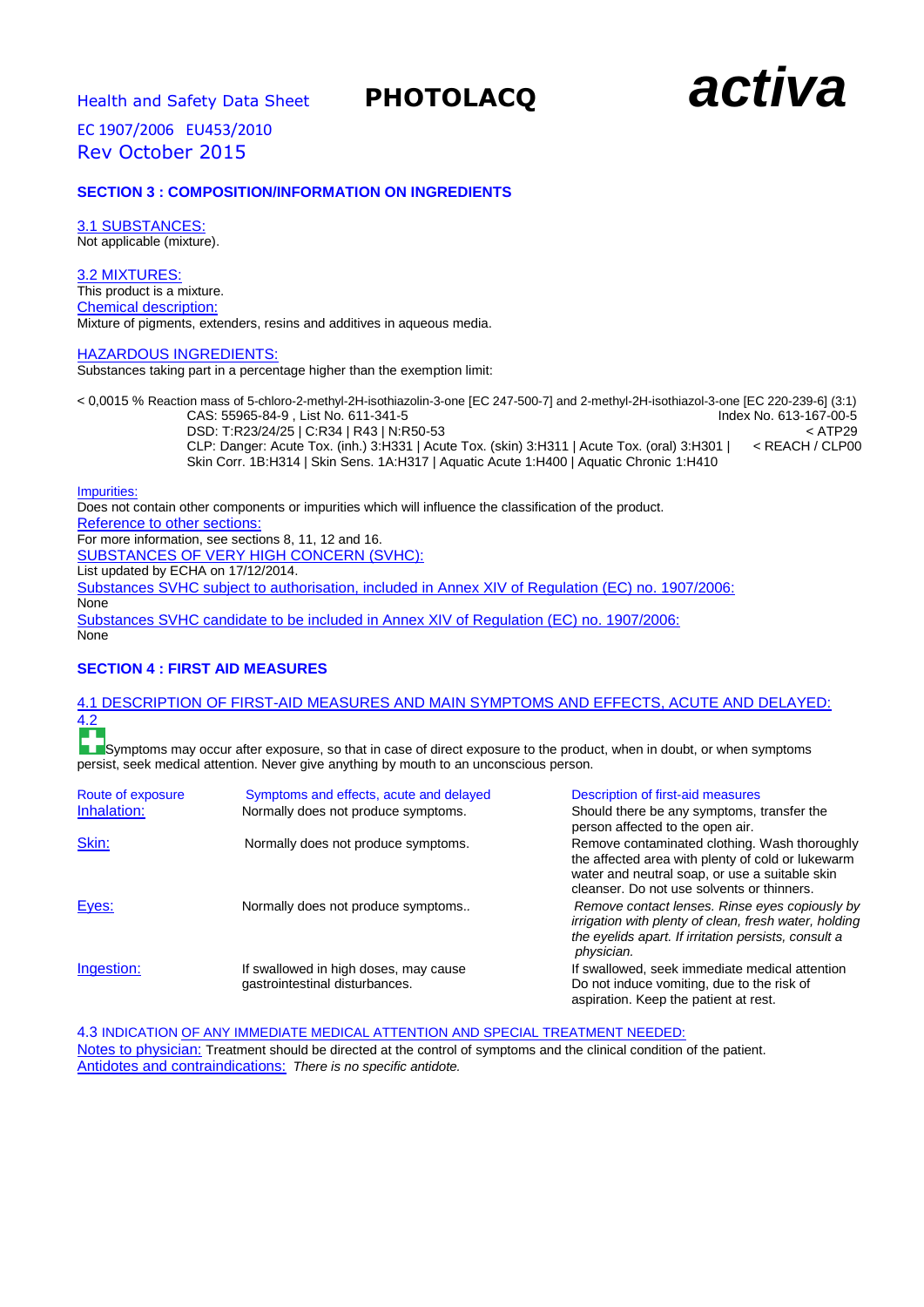Health and Safety Data Sheet **PHOTOLACQ** ***activa***

EC 1907/2006 EU453/2010
Rev October 2015

## SECTION 3 : COMPOSITION/INFORMATION ON INGREDIENTS

### 3.1 SUBSTANCES:

Not applicable (mixture).

### 3.2 MIXTURES:

This product is a mixture.

Chemical description:

Mixture of pigments, extenders, resins and additives in aqueous media.

### HAZARDOUS INGREDIENTS:

Substances taking part in a percentage higher than the exemption limit:

< 0,0015 % Reaction mass of 5-chloro-2-methyl-2H-isothiazolin-3-one [EC 247-500-7] and 2-methyl-2H-isothiazol-3-one [EC 220-239-6] (3:1)
CAS: 55965-84-9 , List No. 611-341-5 Index No. 613-167-00-5
DSD: T:R23/24/25 | C:R34 | R43 | N:R50-53 < ATP29
CLP: Danger: Acute Tox. (inh.) 3:H331 | Acute Tox. (skin) 3:H311 | Acute Tox. (oral) 3:H301 | < REACH / CLP00
Skin Corr. 1B:H314 | Skin Sens. 1A:H317 | Aquatic Acute 1:H400 | Aquatic Chronic 1:H410

Impurities:

Does not contain other components or impurities which will influence the classification of the product.

Reference to other sections:

For more information, see sections 8, 11, 12 and 16.

SUBSTANCES OF VERY HIGH CONCERN (SVHC):

List updated by ECHA on 17/12/2014.

Substances SVHC subject to authorisation, included in Annex XIV of Regulation (EC) no. 1907/2006:

None

Substances SVHC candidate to be included in Annex XIV of Regulation (EC) no. 1907/2006:

None

## SECTION 4 : FIRST AID MEASURES

### 4.1 DESCRIPTION OF FIRST-AID MEASURES AND MAIN SYMPTOMS AND EFFECTS, ACUTE AND DELAYED: 4.2

Symptoms may occur after exposure, so that in case of direct exposure to the product, when in doubt, or when symptoms persist, seek medical attention. Never give anything by mouth to an unconscious person.

| Route of exposure | Symptoms and effects, acute and delayed | Description of first-aid measures |
|---|---|---|
| Inhalation: | Normally does not produce symptoms. | Should there be any symptoms, transfer the person affected to the open air. |
| Skin: | Normally does not produce symptoms. | Remove contaminated clothing. Wash thoroughly the affected area with plenty of cold or lukewarm water and neutral soap, or use a suitable skin cleanser. Do not use solvents or thinners. |
| Eyes: | Normally does not produce symptoms.. | *Remove contact lenses. Rinse eyes copiously by irrigation with plenty of clean, fresh water, holding the eyelids apart. If irritation persists, consult a physician.* |
| Ingestion: | If swallowed in high doses, may cause gastrointestinal disturbances. | If swallowed, seek immediate medical attention Do not induce vomiting, due to the risk of aspiration. Keep the patient at rest. |

### 4.3 INDICATION OF ANY IMMEDIATE MEDICAL ATTENTION AND SPECIAL TREATMENT NEEDED:

Notes to physician: Treatment should be directed at the control of symptoms and the clinical condition of the patient.

Antidotes and contraindications: *There is no specific antidote.*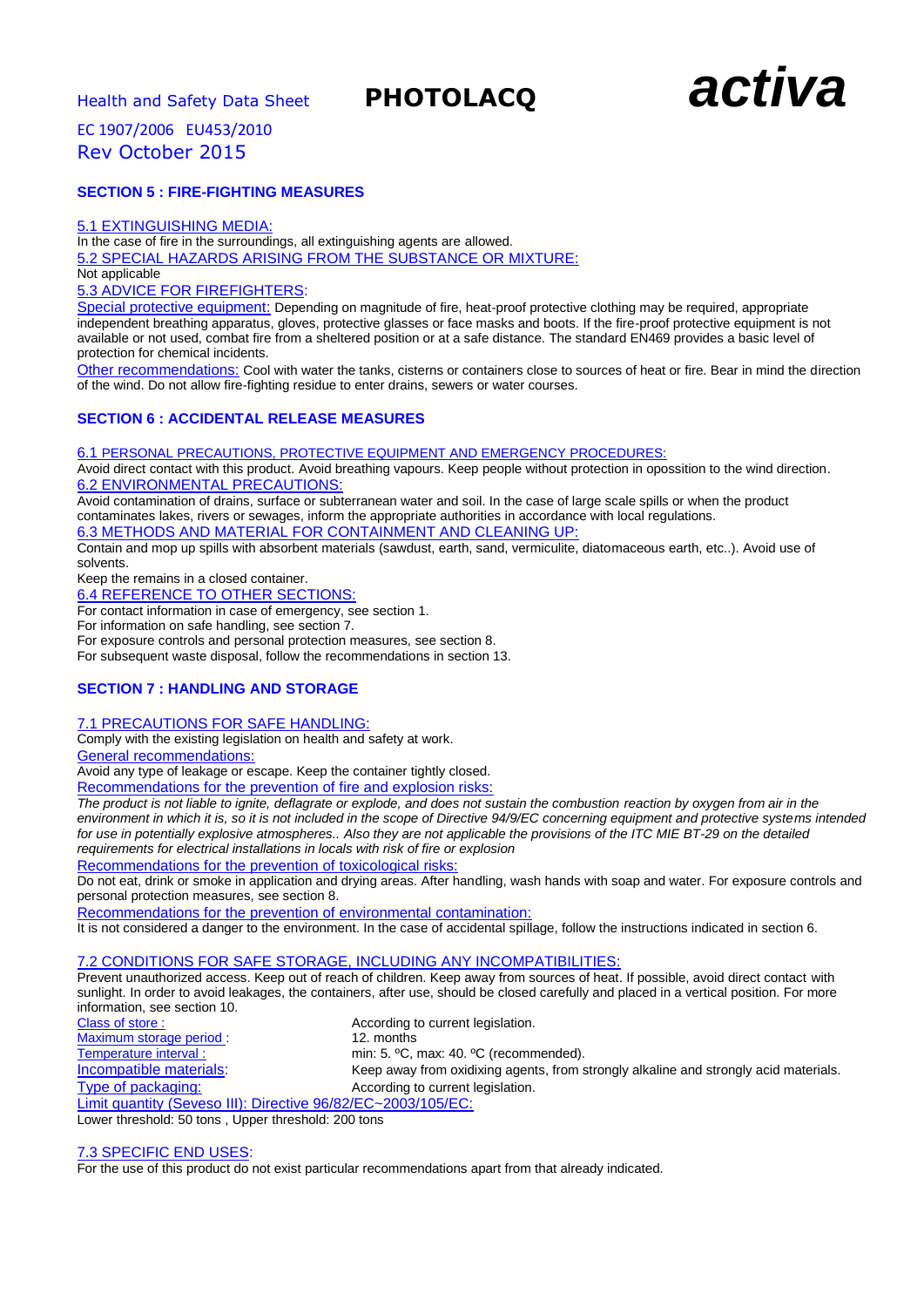## SECTION 5 : FIRE-FIGHTING MEASURES

5.1 EXTINGUISHING MEDIA:

In the case of fire in the surroundings, all extinguishing agents are allowed.

5.2 SPECIAL HAZARDS ARISING FROM THE SUBSTANCE OR MIXTURE:

Not applicable

5.3 ADVICE FOR FIREFIGHTERS:

Special protective equipment: Depending on magnitude of fire, heat-proof protective clothing may be required, appropriate independent breathing apparatus, gloves, protective glasses or face masks and boots. If the fire-proof protective equipment is not available or not used, combat fire from a sheltered position or at a safe distance. The standard EN469 provides a basic level of protection for chemical incidents.

Other recommendations: Cool with water the tanks, cisterns or containers close to sources of heat or fire. Bear in mind the direction of the wind. Do not allow fire-fighting residue to enter drains, sewers or water courses.

## SECTION 6 : ACCIDENTAL RELEASE MEASURES

6.1 PERSONAL PRECAUTIONS, PROTECTIVE EQUIPMENT AND EMERGENCY PROCEDURES:

Avoid direct contact with this product. Avoid breathing vapours. Keep people without protection in opossition to the wind direction.

6.2 ENVIRONMENTAL PRECAUTIONS:

Avoid contamination of drains, surface or subterranean water and soil. In the case of large scale spills or when the product contaminates lakes, rivers or sewages, inform the appropriate authorities in accordance with local regulations.

6.3 METHODS AND MATERIAL FOR CONTAINMENT AND CLEANING UP:

Contain and mop up spills with absorbent materials (sawdust, earth, sand, vermiculite, diatomaceous earth, etc..). Avoid use of solvents.

Keep the remains in a closed container.

6.4 REFERENCE TO OTHER SECTIONS:

For contact information in case of emergency, see section 1.
For information on safe handling, see section 7.
For exposure controls and personal protection measures, see section 8.
For subsequent waste disposal, follow the recommendations in section 13.

## SECTION 7 : HANDLING AND STORAGE

7.1 PRECAUTIONS FOR SAFE HANDLING:

Comply with the existing legislation on health and safety at work.

General recommendations:

Avoid any type of leakage or escape. Keep the container tightly closed.

Recommendations for the prevention of fire and explosion risks:

*The product is not liable to ignite, deflagrate or explode, and does not sustain the combustion reaction by oxygen from air in the environment in which it is, so it is not included in the scope of Directive 94/9/EC concerning equipment and protective systems intended for use in potentially explosive atmospheres.. Also they are not applicable the provisions of the ITC MIE BT-29 on the detailed requirements for electrical installations in locals with risk of fire or explosion*

Recommendations for the prevention of toxicological risks:

Do not eat, drink or smoke in application and drying areas. After handling, wash hands with soap and water. For exposure controls and personal protection measures, see section 8.

Recommendations for the prevention of environmental contamination:

It is not considered a danger to the environment. In the case of accidental spillage, follow the instructions indicated in section 6.

7.2 CONDITIONS FOR SAFE STORAGE, INCLUDING ANY INCOMPATIBILITIES:

Prevent unauthorized access. Keep out of reach of children. Keep away from sources of heat. If possible, avoid direct contact with sunlight. In order to avoid leakages, the containers, after use, should be closed carefully and placed in a vertical position. For more information, see section 10.

| | |
|---|---|
| Class of store : | According to current legislation. |
| Maximum storage period : | 12. months |
| Temperature interval : | min: 5. ºC, max: 40. ºC (recommended). |
| Incompatible materials: | Keep away from oxidixing agents, from strongly alkaline and strongly acid materials. |
| Type of packaging: | According to current legislation. |

Limit quantity (Seveso III): Directive 96/82/EC~2003/105/EC:

Lower threshold: 50 tons , Upper threshold: 200 tons

7.3 SPECIFIC END USES:

For the use of this product do not exist particular recommendations apart from that already indicated.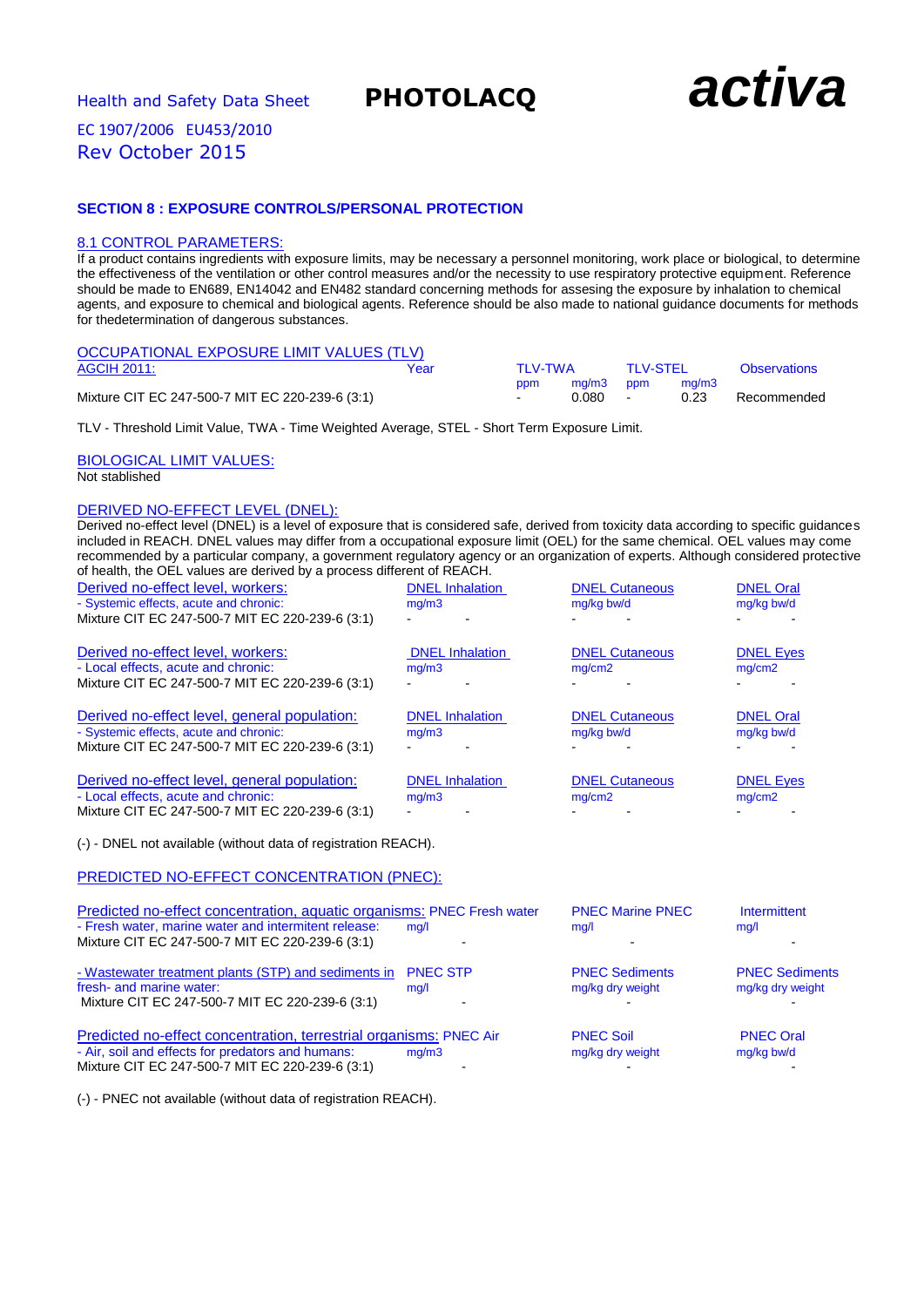Health and Safety Data Sheet **PHOTOLACQ** ***activa***

EC 1907/2006 EU453/2010
Rev October 2015

## SECTION 8 : EXPOSURE CONTROLS/PERSONAL PROTECTION

### 8.1 CONTROL PARAMETERS:

If a product contains ingredients with exposure limits, may be necessary a personnel monitoring, work place or biological, to determine the effectiveness of the ventilation or other control measures and/or the necessity to use respiratory protective equipment. Reference should be made to EN689, EN14042 and EN482 standard concerning methods for assesing the exposure by inhalation to chemical agents, and exposure to chemical and biological agents. Reference should be also made to national guidance documents for methods for thedetermination of dangerous substances.

#### OCCUPATIONAL EXPOSURE LIMIT VALUES (TLV)

| AGCIH 2011: | Year | TLV-TWA | | TLV-STEL | | Observations |
|---|---|---|---|---|---|---|
| | | ppm | mg/m3 | ppm | mg/m3 | |
| Mixture CIT EC 247-500-7 MIT EC 220-239-6 (3:1) | | - | 0.080 | - | 0.23 | Recommended |

TLV - Threshold Limit Value, TWA - Time Weighted Average, STEL - Short Term Exposure Limit.

#### BIOLOGICAL LIMIT VALUES:

Not stablished

#### DERIVED NO-EFFECT LEVEL (DNEL):

Derived no-effect level (DNEL) is a level of exposure that is considered safe, derived from toxicity data according to specific guidances included in REACH. DNEL values may differ from a occupational exposure limit (OEL) for the same chemical. OEL values may come recommended by a particular company, a government regulatory agency or an organization of experts. Although considered protective of health, the OEL values are derived by a process different of REACH.

| Derived no-effect level, workers: | DNEL Inhalation | | DNEL Cutaneous | | DNEL Oral | |
|---|---|---|---|---|---|---|
| - Systemic effects, acute and chronic: | mg/m3 | | mg/kg bw/d | | mg/kg bw/d | |
| Mixture CIT EC 247-500-7 MIT EC 220-239-6 (3:1) | - | - | - | - | - | - |

| Derived no-effect level, workers: | DNEL Inhalation | | DNEL Cutaneous | | DNEL Eyes | |
|---|---|---|---|---|---|---|
| - Local effects, acute and chronic: | mg/m3 | | mg/cm2 | | mg/cm2 | |
| Mixture CIT EC 247-500-7 MIT EC 220-239-6 (3:1) | - | - | - | - | - | - |

| Derived no-effect level, general population: | DNEL Inhalation | | DNEL Cutaneous | | DNEL Oral | |
|---|---|---|---|---|---|---|
| - Systemic effects, acute and chronic: | mg/m3 | | mg/kg bw/d | | mg/kg bw/d | |
| Mixture CIT EC 247-500-7 MIT EC 220-239-6 (3:1) | - | - | - | - | - | - |

| Derived no-effect level, general population: | DNEL Inhalation | | DNEL Cutaneous | | DNEL Eyes | |
|---|---|---|---|---|---|---|
| - Local effects, acute and chronic: | mg/m3 | | mg/cm2 | | mg/cm2 | |
| Mixture CIT EC 247-500-7 MIT EC 220-239-6 (3:1) | - | - | - | - | - | - |

(-) - DNEL not available (without data of registration REACH).

#### PREDICTED NO-EFFECT CONCENTRATION (PNEC):

| Predicted no-effect concentration, aquatic organisms: | PNEC Fresh water | PNEC Marine PNEC | Intermittent |
|---|---|---|---|
| - Fresh water, marine water and intermitent release: | mg/l | mg/l | mg/l |
| Mixture CIT EC 247-500-7 MIT EC 220-239-6 (3:1) | - | - | - |

| - Wastewater treatment plants (STP) and sediments in fresh- and marine water: | PNEC STP | PNEC Sediments | PNEC Sediments |
|---|---|---|---|
| | mg/l | mg/kg dry weight | mg/kg dry weight |
| Mixture CIT EC 247-500-7 MIT EC 220-239-6 (3:1) | - | - | - |

| Predicted no-effect concentration, terrestrial organisms: | PNEC Air | PNEC Soil | PNEC Oral |
|---|---|---|---|
| - Air, soil and effects for predators and humans: | mg/m3 | mg/kg dry weight | mg/kg bw/d |
| Mixture CIT EC 247-500-7 MIT EC 220-239-6 (3:1) | - | - | - |

(-) - PNEC not available (without data of registration REACH).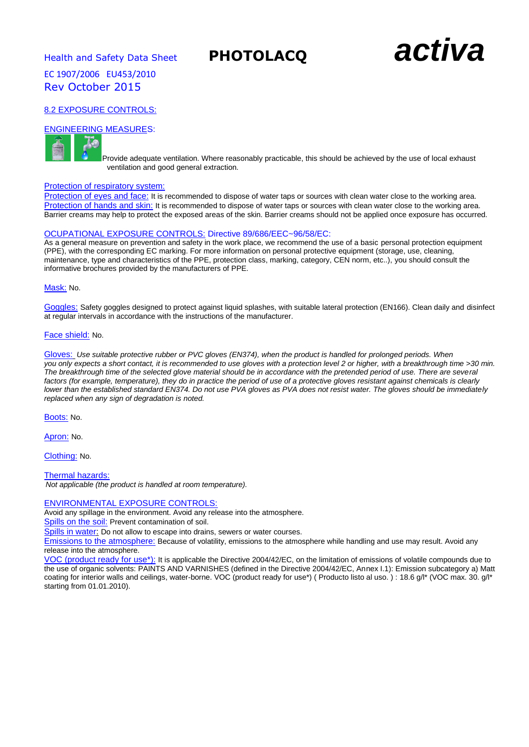## 8.2 EXPOSURE CONTROLS:

### ENGINEERING MEASURES:

Provide adequate ventilation. Where reasonably practicable, this should be achieved by the use of local exhaust ventilation and good general extraction.

Protection of respiratory system:

Protection of eyes and face: It is recommended to dispose of water taps or sources with clean water close to the working area.

Protection of hands and skin: It is recommended to dispose of water taps or sources with clean water close to the working area. Barrier creams may help to protect the exposed areas of the skin. Barrier creams should not be applied once exposure has occurred.

### OCUPATIONAL EXPOSURE CONTROLS: Directive 89/686/EEC~96/58/EC:

As a general measure on prevention and safety in the work place, we recommend the use of a basic personal protection equipment (PPE), with the corresponding EC marking. For more information on personal protective equipment (storage, use, cleaning, maintenance, type and characteristics of the PPE, protection class, marking, category, CEN norm, etc..), you should consult the informative brochures provided by the manufacturers of PPE.

Mask: No.

Goggles: Safety goggles designed to protect against liquid splashes, with suitable lateral protection (EN166). Clean daily and disinfect at regular intervals in accordance with the instructions of the manufacturer.

Face shield: No.

Gloves: *Use suitable protective rubber or PVC gloves (EN374), when the product is handled for prolonged periods. When you only expects a short contact, it is recommended to use gloves with a protection level 2 or higher, with a breakthrough time >30 min. The breakthrough time of the selected glove material should be in accordance with the pretended period of use. There are several factors (for example, temperature), they do in practice the period of use of a protective gloves resistant against chemicals is clearly lower than the established standard EN374. Do not use PVA gloves as PVA does not resist water. The gloves should be immediately replaced when any sign of degradation is noted.*

Boots: No.

Apron: No.

Clothing: No.

Thermal hazards:

*Not applicable (the product is handled at room temperature).*

### ENVIRONMENTAL EXPOSURE CONTROLS:

Avoid any spillage in the environment. Avoid any release into the atmosphere.

Spills on the soil: Prevent contamination of soil.

Spills in water: Do not allow to escape into drains, sewers or water courses.

Emissions to the atmosphere: Because of volatility, emissions to the atmosphere while handling and use may result. Avoid any release into the atmosphere.

VOC (product ready for use*): It is applicable the Directive 2004/42/EC, on the limitation of emissions of volatile compounds due to the use of organic solvents: PAINTS AND VARNISHES (defined in the Directive 2004/42/EC, Annex I.1): Emission subcategory a) Matt coating for interior walls and ceilings, water-borne. VOC (product ready for use*) ( Producto listo al uso. ) : 18.6 g/l* (VOC max. 30. g/l* starting from 01.01.2010).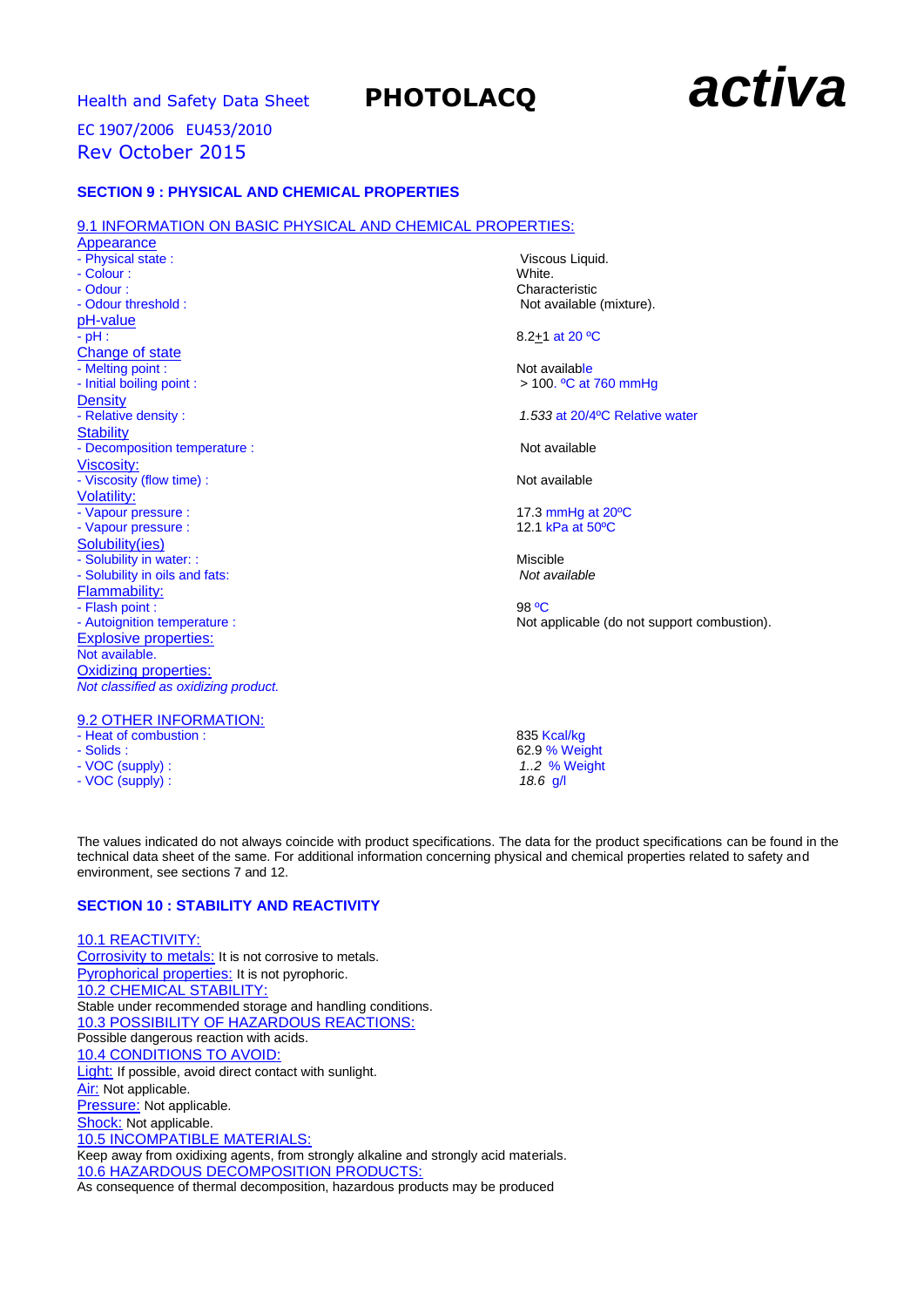## SECTION 9 : PHYSICAL AND CHEMICAL PROPERTIES

### 9.1 INFORMATION ON BASIC PHYSICAL AND CHEMICAL PROPERTIES:

**Appearance**

| | |
|---|---|
| - Physical state : | Viscous Liquid. |
| - Colour : | White. |
| - Odour : | Characteristic |
| - Odour threshold : | Not available (mixture). |

**pH-value**

| | |
|---|---|
| - pH : | 8.2±1 at 20 ºC |

**Change of state**

| | |
|---|---|
| - Melting point : | Not available |
| - Initial boiling point : | > 100. ºC at 760 mmHg |

**Density**

| | |
|---|---|
| - Relative density : | *1.533* at 20/4ºC Relative water |

**Stability**

| | |
|---|---|
| - Decomposition temperature : | Not available |

**Viscosity:**

| | |
|---|---|
| - Viscosity (flow time) : | Not available |

**Volatility:**

| | |
|---|---|
| - Vapour pressure : | 17.3 mmHg at 20ºC |
| - Vapour pressure : | 12.1 kPa at 50ºC |

**Solubility(ies)**

| | |
|---|---|
| - Solubility in water: : | Miscible |
| - Solubility in oils and fats: | *Not available* |

**Flammability:**

| | |
|---|---|
| - Flash point : | 98 ºC |
| - Autoignition temperature : | Not applicable (do not support combustion). |

**Explosive properties:**

Not available.

**Oxidizing properties:**

*Not classified as oxidizing product.*

### 9.2 OTHER INFORMATION:

| | |
|---|---|
| - Heat of combustion : | 835 Kcal/kg |
| - Solids : | 62.9 % Weight |
| - VOC (supply) : | *1..2* % Weight |
| - VOC (supply) : | *18.6* g/l |

The values indicated do not always coincide with product specifications. The data for the product specifications can be found in the technical data sheet of the same. For additional information concerning physical and chemical properties related to safety and environment, see sections 7 and 12.

## SECTION 10 : STABILITY AND REACTIVITY

### 10.1 REACTIVITY:

Corrosivity to metals: It is not corrosive to metals.
Pyrophorical properties: It is not pyrophoric.

### 10.2 CHEMICAL STABILITY:

Stable under recommended storage and handling conditions.

### 10.3 POSSIBILITY OF HAZARDOUS REACTIONS:

Possible dangerous reaction with acids.

### 10.4 CONDITIONS TO AVOID:

Light: If possible, avoid direct contact with sunlight.
Air: Not applicable.
Pressure: Not applicable.
Shock: Not applicable.

### 10.5 INCOMPATIBLE MATERIALS:

Keep away from oxidizing agents, from strongly alkaline and strongly acid materials.

### 10.6 HAZARDOUS DECOMPOSITION PRODUCTS:

As consequence of thermal decomposition, hazardous products may be produced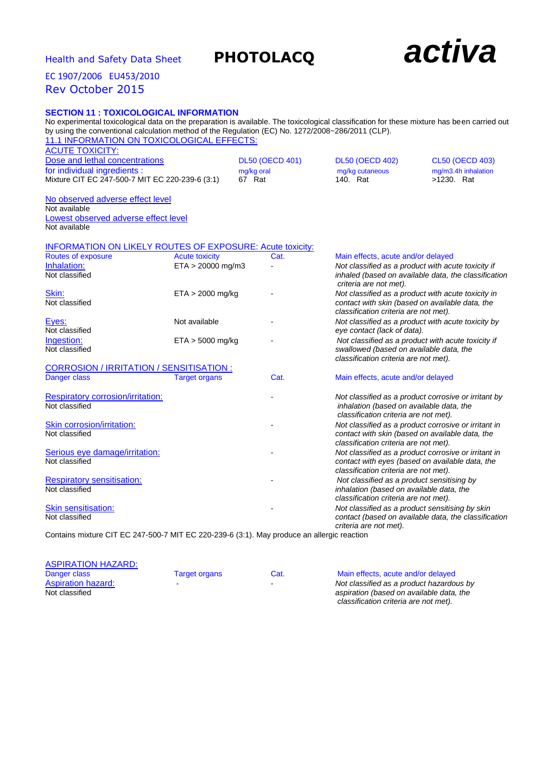# SECTION 11 : TOXICOLOGICAL INFORMATION

No experimental toxicological data on the preparation is available. The toxicological classification for these mixture has been carried out by using the conventional calculation method of the Regulation (EC) No. 1272/2008~286/2011 (CLP).

## 11.1 INFORMATION ON TOXICOLOGICAL EFFECTS:

### ACUTE TOXICITY:

| Dose and lethal concentrations for individual ingredients : | DL50 (OECD 401) mg/kg oral | DL50 (OECD 402) mg/kg cutaneous | CL50 (OECD 403) mg/m3.4h inhalation |
|---|---|---|---|
| Mixture CIT EC 247-500-7 MIT EC 220-239-6 (3:1) | 67 Rat | 140. Rat | >1230. Rat |

No observed adverse effect level
Not available

Lowest observed adverse effect level
Not available

### INFORMATION ON LIKELY ROUTES OF EXPOSURE: Acute toxicity:

| Routes of exposure | Acute toxicity | Cat. | Main effects, acute and/or delayed |
|---|---|---|---|
| Inhalation: Not classified | ETA > 20000 mg/m3 | - | *Not classified as a product with acute toxicity if inhaled (based on available data, the classification criteria are not met).* |
| Skin: Not classified | ETA > 2000 mg/kg | - | *Not classified as a product with acute toxicity in contact with skin (based on available data, the classification criteria are not met).* |
| Eyes: Not classified | Not available | - | *Not classified as a product with acute toxicity by eye contact (lack of data).* |
| Ingestion: Not classified | ETA > 5000 mg/kg | - | *Not classified as a product with acute toxicity if swallowed (based on available data, the classification criteria are not met).* |

### CORROSION / IRRITATION / SENSITISATION :

| Danger class | Target organs | Cat. | Main effects, acute and/or delayed |
|---|---|---|---|
| Respiratory corrosion/irritation: Not classified | | - | *Not classified as a product corrosive or irritant by inhalation (based on available data, the classification criteria are not met).* |
| Skin corrosion/irritation: Not classified | | - | *Not classified as a product corrosive or irritant in contact with skin (based on available data, the classification criteria are not met).* |
| Serious eye damage/irritation: Not classified | | - | *Not classified as a product corrosive or irritant in contact with eyes (based on available data, the classification criteria are not met).* |
| Respiratory sensitisation: Not classified | | - | *Not classified as a product sensitising by inhalation (based on available data, the classification criteria are not met).* |
| Skin sensitisation: Not classified | | - | *Not classified as a product sensitising by skin contact (based on available data, the classification criteria are not met).* |

Contains mixture CIT EC 247-500-7 MIT EC 220-239-6 (3:1). May produce an allergic reaction

### ASPIRATION HAZARD:

| Danger class | Target organs | Cat. | Main effects, acute and/or delayed |
|---|---|---|---|
| Aspiration hazard: Not classified | - | - | *Not classified as a product hazardous by aspiration (based on available data, the classification criteria are not met).* |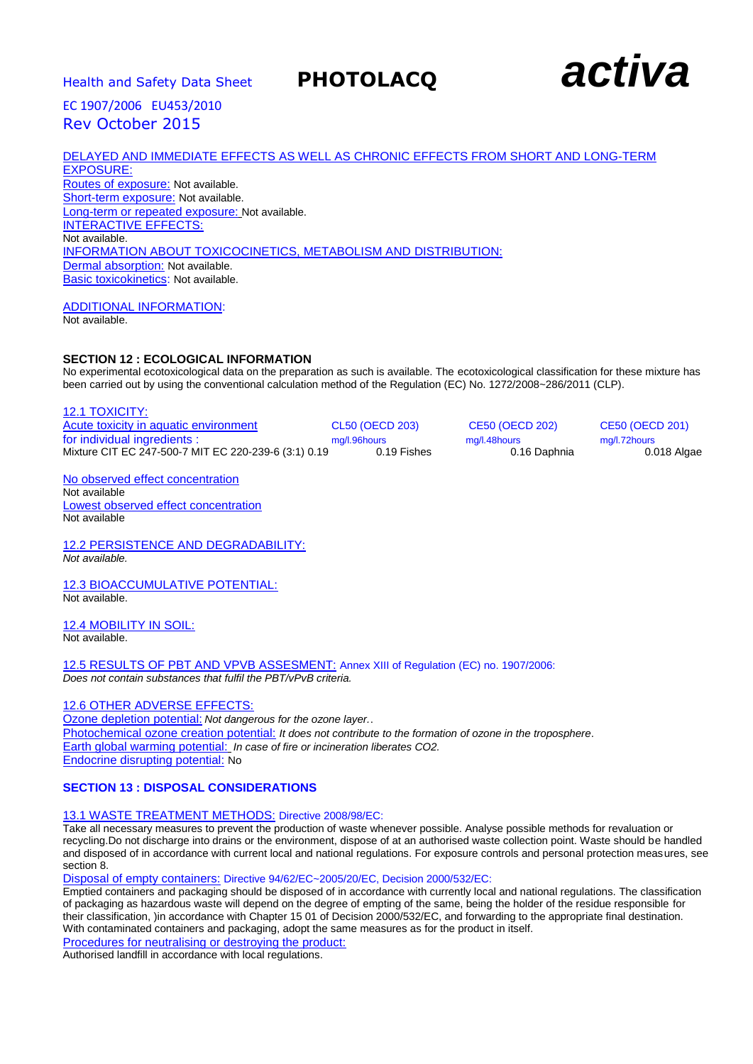DELAYED AND IMMEDIATE EFFECTS AS WELL AS CHRONIC EFFECTS FROM SHORT AND LONG-TERM EXPOSURE:
Routes of exposure: Not available.
Short-term exposure: Not available.
Long-term or repeated exposure: Not available.
INTERACTIVE EFFECTS:
Not available.
INFORMATION ABOUT TOXICOCINETICS, METABOLISM AND DISTRIBUTION:
Dermal absorption: Not available.
Basic toxicokinetics: Not available.

ADDITIONAL INFORMATION:
Not available.

## SECTION 12 : ECOLOGICAL INFORMATION

No experimental ecotoxicological data on the preparation as such is available. The ecotoxicological classification for these mixture has been carried out by using the conventional calculation method of the Regulation (EC) No. 1272/2008~286/2011 (CLP).

12.1 TOXICITY:

| Acute toxicity in aquatic environment for individual ingredients : | CL50 (OECD 203) mg/l.96hours | CE50 (OECD 202) mg/l.48hours | CE50 (OECD 201) mg/l.72hours |
|---|---|---|---|
| Mixture CIT EC 247-500-7 MIT EC 220-239-6 (3:1) 0.19 | 0.19 Fishes | 0.16 Daphnia | 0.018 Algae |

No observed effect concentration
Not available
Lowest observed effect concentration
Not available

12.2 PERSISTENCE AND DEGRADABILITY:
*Not available.*

12.3 BIOACCUMULATIVE POTENTIAL:
Not available.

12.4 MOBILITY IN SOIL:
Not available.

12.5 RESULTS OF PBT AND VPVB ASSESMENT: Annex XIII of Regulation (EC) no. 1907/2006:
*Does not contain substances that fulfil the PBT/vPvB criteria.*

12.6 OTHER ADVERSE EFFECTS:
Ozone depletion potential: *Not dangerous for the ozone layer..*
Photochemical ozone creation potential: *It does not contribute to the formation of ozone in the troposphere*.
Earth global warming potential: *In case of fire or incineration liberates CO2.*
Endocrine disrupting potential: No

## SECTION 13 : DISPOSAL CONSIDERATIONS

13.1 WASTE TREATMENT METHODS: Directive 2008/98/EC:
Take all necessary measures to prevent the production of waste whenever possible. Analyse possible methods for revaluation or recycling.Do not discharge into drains or the environment, dispose of at an authorised waste collection point. Waste should be handled and disposed of in accordance with current local and national regulations. For exposure controls and personal protection measures, see section 8.
Disposal of empty containers: Directive 94/62/EC~2005/20/EC, Decision 2000/532/EC:
Emptied containers and packaging should be disposed of in accordance with currently local and national regulations. The classification of packaging as hazardous waste will depend on the degree of empting of the same, being the holder of the residue responsible for their classification, )in accordance with Chapter 15 01 of Decision 2000/532/EC, and forwarding to the appropriate final destination. With contaminated containers and packaging, adopt the same measures as for the product in itself.
Procedures for neutralising or destroying the product:
Authorised landfill in accordance with local regulations.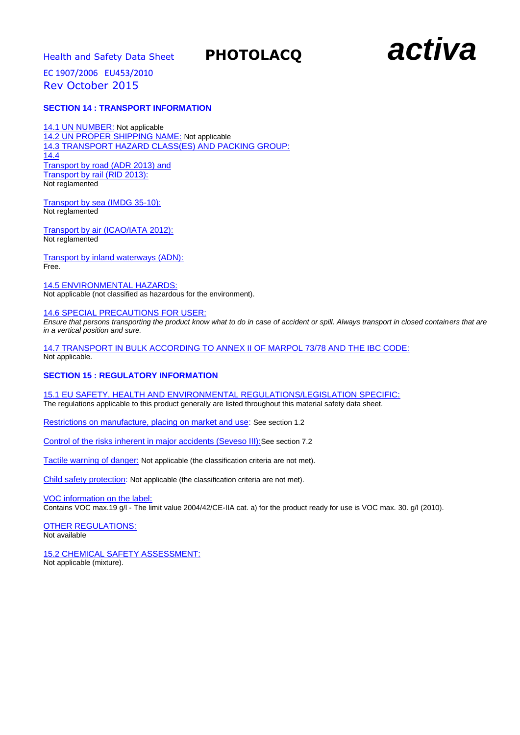## SECTION 14 : TRANSPORT INFORMATION

14.1 UN NUMBER: Not applicable
14.2 UN PROPER SHIPPING NAME: Not applicable
14.3 TRANSPORT HAZARD CLASS(ES) AND PACKING GROUP:
14.4
Transport by road (ADR 2013) and
Transport by rail (RID 2013):
Not reglamented

Transport by sea (IMDG 35-10):
Not reglamented

Transport by air (ICAO/IATA 2012):
Not reglamented

Transport by inland waterways (ADN):
Free.

14.5 ENVIRONMENTAL HAZARDS:
Not applicable (not classified as hazardous for the environment).

14.6 SPECIAL PRECAUTIONS FOR USER:
*Ensure that persons transporting the product know what to do in case of accident or spill. Always transport in closed containers that are in a vertical position and sure.*

14.7 TRANSPORT IN BULK ACCORDING TO ANNEX II OF MARPOL 73/78 AND THE IBC CODE:
Not applicable.

## SECTION 15 : REGULATORY INFORMATION

15.1 EU SAFETY, HEALTH AND ENVIRONMENTAL REGULATIONS/LEGISLATION SPECIFIC:
The regulations applicable to this product generally are listed throughout this material safety data sheet.

Restrictions on manufacture, placing on market and use: See section 1.2

Control of the risks inherent in major accidents (Seveso III):See section 7.2

Tactile warning of danger: Not applicable (the classification criteria are not met).

Child safety protection: Not applicable (the classification criteria are not met).

VOC information on the label:
Contains VOC max.19 g/l - The limit value 2004/42/CE-IIA cat. a) for the product ready for use is VOC max. 30. g/l (2010).

OTHER REGULATIONS:
Not available

15.2 CHEMICAL SAFETY ASSESSMENT:
Not applicable (mixture).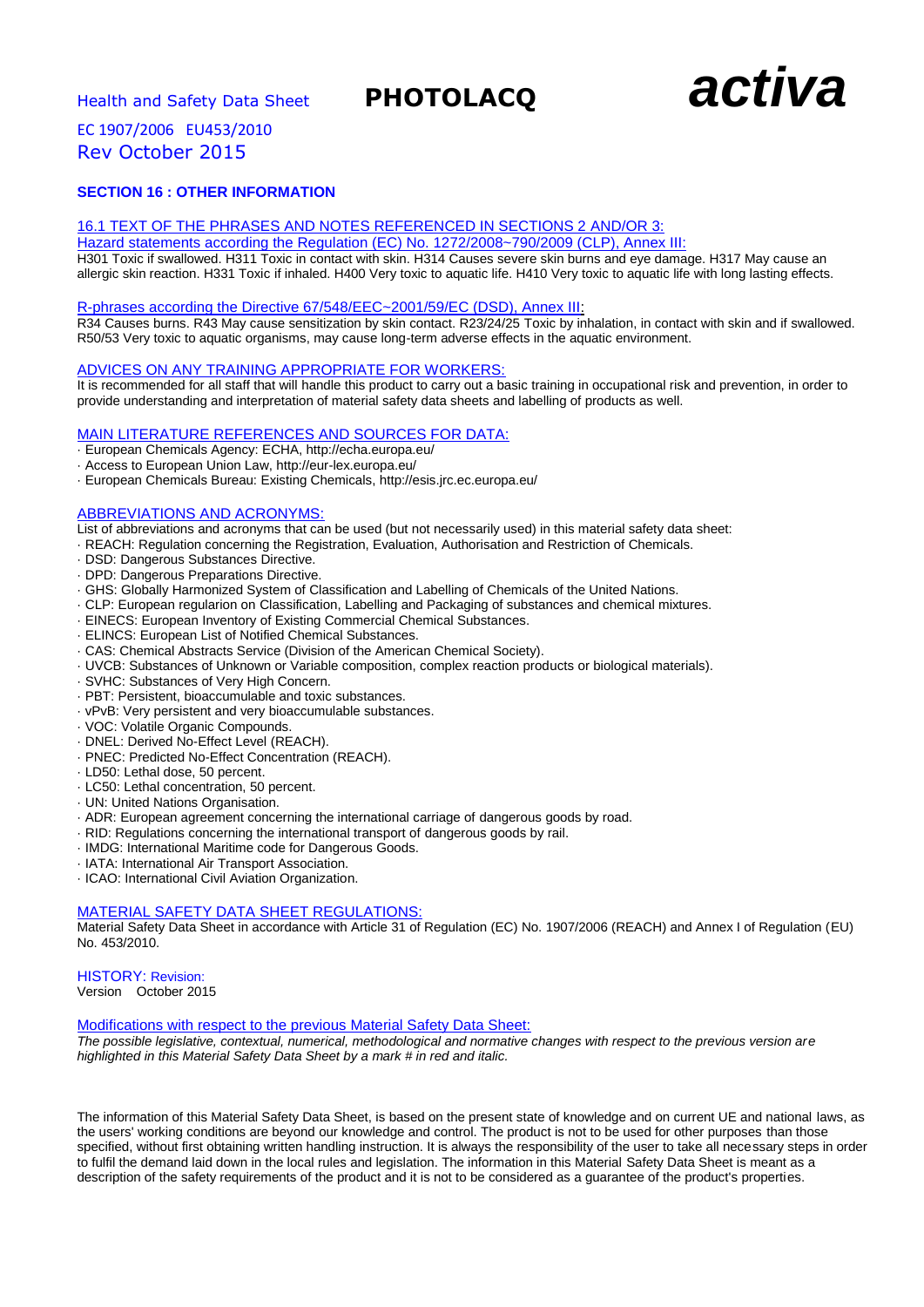## SECTION 16 : OTHER INFORMATION

### 16.1 TEXT OF THE PHRASES AND NOTES REFERENCED IN SECTIONS 2 AND/OR 3:

Hazard statements according the Regulation (EC) No. 1272/2008~790/2009 (CLP), Annex III:

H301 Toxic if swallowed. H311 Toxic in contact with skin. H314 Causes severe skin burns and eye damage. H317 May cause an allergic skin reaction. H331 Toxic if inhaled. H400 Very toxic to aquatic life. H410 Very toxic to aquatic life with long lasting effects.

R-phrases according the Directive 67/548/EEC~2001/59/EC (DSD), Annex III:

R34 Causes burns. R43 May cause sensitization by skin contact. R23/24/25 Toxic by inhalation, in contact with skin and if swallowed. R50/53 Very toxic to aquatic organisms, may cause long-term adverse effects in the aquatic environment.

### ADVICES ON ANY TRAINING APPROPRIATE FOR WORKERS:

It is recommended for all staff that will handle this product to carry out a basic training in occupational risk and prevention, in order to provide understanding and interpretation of material safety data sheets and labelling of products as well.

### MAIN LITERATURE REFERENCES AND SOURCES FOR DATA:

- European Chemicals Agency: ECHA, http://echa.europa.eu/
- Access to European Union Law, http://eur-lex.europa.eu/
- European Chemicals Bureau: Existing Chemicals, http://esis.jrc.ec.europa.eu/

### ABBREVIATIONS AND ACRONYMS:

List of abbreviations and acronyms that can be used (but not necessarily used) in this material safety data sheet:

- REACH: Regulation concerning the Registration, Evaluation, Authorisation and Restriction of Chemicals.
- DSD: Dangerous Substances Directive.
- DPD: Dangerous Preparations Directive.
- GHS: Globally Harmonized System of Classification and Labelling of Chemicals of the United Nations.
- CLP: European regularion on Classification, Labelling and Packaging of substances and chemical mixtures.
- EINECS: European Inventory of Existing Commercial Chemical Substances.
- ELINCS: European List of Notified Chemical Substances.
- CAS: Chemical Abstracts Service (Division of the American Chemical Society).
- UVCB: Substances of Unknown or Variable composition, complex reaction products or biological materials).
- SVHC: Substances of Very High Concern.
- PBT: Persistent, bioaccumulable and toxic substances.
- vPvB: Very persistent and very bioaccumulable substances.
- VOC: Volatile Organic Compounds.
- DNEL: Derived No-Effect Level (REACH).
- PNEC: Predicted No-Effect Concentration (REACH).
- LD50: Lethal dose, 50 percent.
- LC50: Lethal concentration, 50 percent.
- UN: United Nations Organisation.
- ADR: European agreement concerning the international carriage of dangerous goods by road.
- RID: Regulations concerning the international transport of dangerous goods by rail.
- IMDG: International Maritime code for Dangerous Goods.
- IATA: International Air Transport Association.
- ICAO: International Civil Aviation Organization.

### MATERIAL SAFETY DATA SHEET REGULATIONS:

Material Safety Data Sheet in accordance with Article 31 of Regulation (EC) No. 1907/2006 (REACH) and Annex I of Regulation (EU) No. 453/2010.

### HISTORY: Revision:

Version October 2015

### Modifications with respect to the previous Material Safety Data Sheet:

*The possible legislative, contextual, numerical, methodological and normative changes with respect to the previous version are highlighted in this Material Safety Data Sheet by a mark # in red and italic.*

The information of this Material Safety Data Sheet, is based on the present state of knowledge and on current UE and national laws, as the users' working conditions are beyond our knowledge and control. The product is not to be used for other purposes than those specified, without first obtaining written handling instruction. It is always the responsibility of the user to take all necessary steps in order to fulfil the demand laid down in the local rules and legislation. The information in this Material Safety Data Sheet is meant as a description of the safety requirements of the product and it is not to be considered as a guarantee of the product's properties.